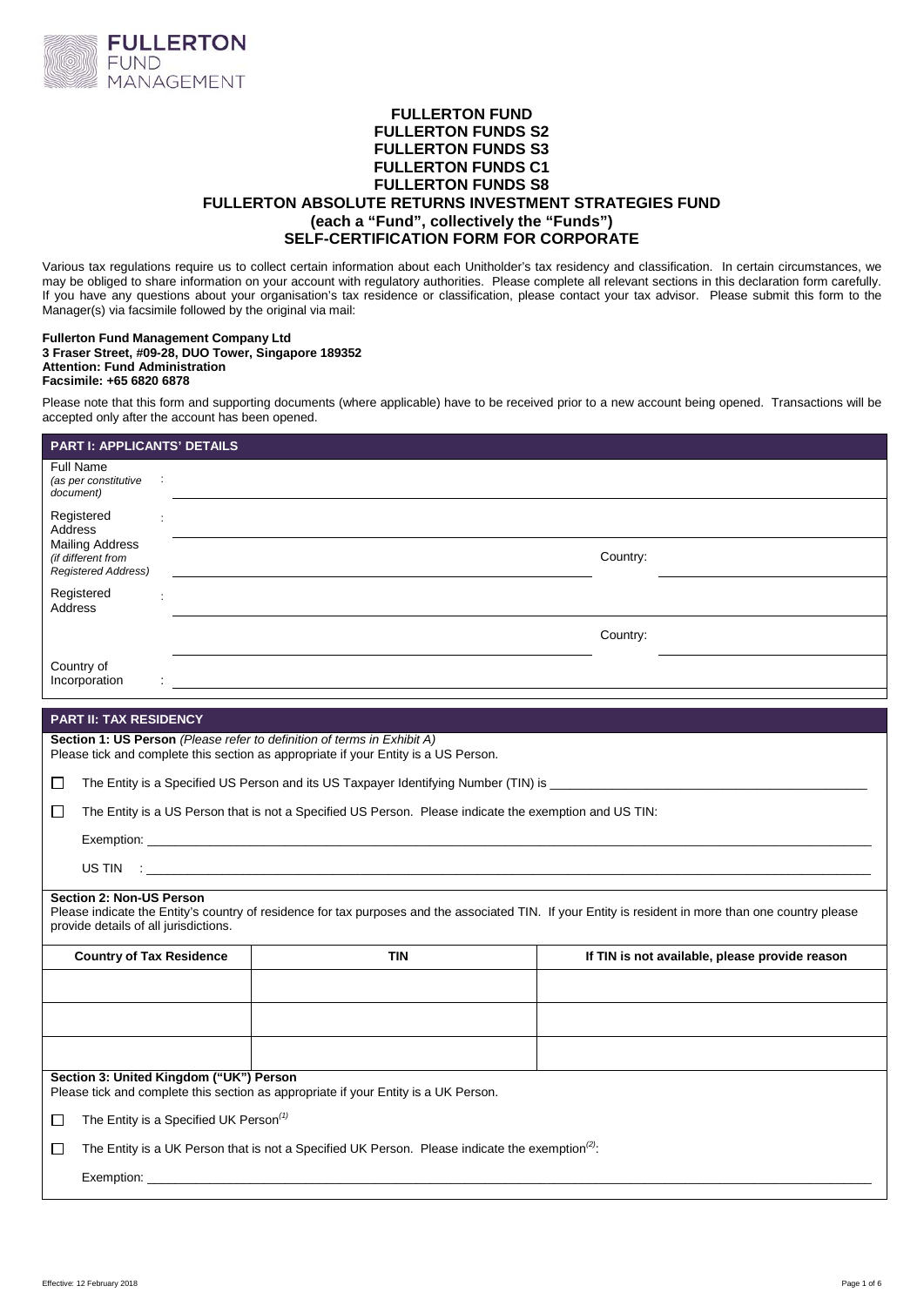# FULLERTON FUND
# FULLERTON FUNDS S2
# FULLERTON FUNDS S3
# FULLERTON FUNDS C1
# FULLERTON FUNDS S8
# FULLERTON ABSOLUTE RETURNS INVESTMENT STRATEGIES FUND
## (each a "Fund", collectively the "Funds")
## SELF-CERTIFICATION FORM FOR CORPORATE

Various tax regulations require us to collect certain information about each Unitholder's tax residency and classification. In certain circumstances, we may be obliged to share information on your account with regulatory authorities. Please complete all relevant sections in this declaration form carefully. If you have any questions about your organisation's tax residence or classification, please contact your tax advisor. Please submit this form to the Manager(s) via facsimile followed by the original via mail:

**Fullerton Fund Management Company Ltd**
**3 Fraser Street, #09-28, DUO Tower, Singapore 189352**
**Attention: Fund Administration**
**Facsimile: +65 6820 6878**

Please note that this form and supporting documents (where applicable) have to be received prior to a new account being opened. Transactions will be accepted only after the account has been opened.

## PART I: APPLICANTS' DETAILS

Full Name *(as per constitutive document)* : ____________________

Registered Address : ____________________

Mailing Address *(if different from Registered Address)* : ____________________ Country: ____________________

Registered Address : ____________________

____________________ Country: ____________________

Country of Incorporation : ____________________

## PART II: TAX RESIDENCY

**Section 1: US Person** *(Please refer to definition of terms in Exhibit A)*
Please tick and complete this section as appropriate if your Entity is a US Person.

☐ The Entity is a Specified US Person and its US Taxpayer Identifying Number (TIN) is ____________________

☐ The Entity is a US Person that is not a Specified US Person. Please indicate the exemption and US TIN:

Exemption: ____________________

US TIN : ____________________

**Section 2: Non-US Person**
Please indicate the Entity's country of residence for tax purposes and the associated TIN. If your Entity is resident in more than one country please provide details of all jurisdictions.

| Country of Tax Residence | TIN | If TIN is not available, please provide reason |
|---|---|---|
| | | |
| | | |
| | | |

**Section 3: United Kingdom ("UK") Person**
Please tick and complete this section as appropriate if your Entity is a UK Person.

☐ The Entity is a Specified UK Person[(1)]

☐ The Entity is a UK Person that is not a Specified UK Person. Please indicate the exemption[(2)]:

Exemption: ____________________

Effective: 12 February 2018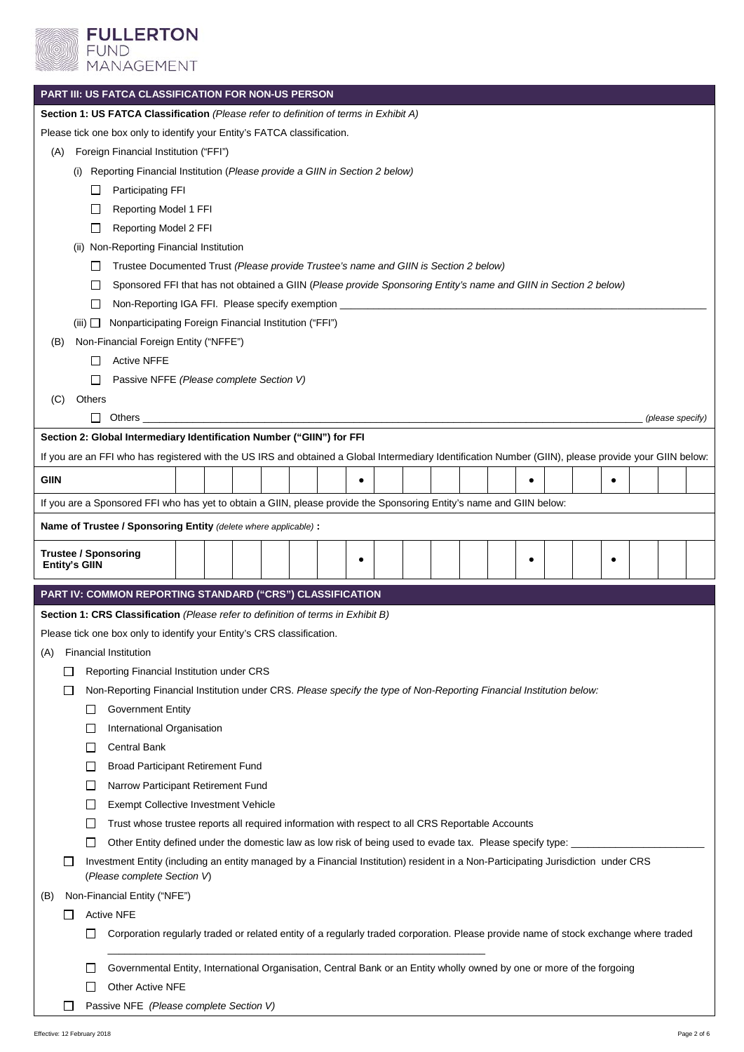## PART III: US FATCA CLASSIFICATION FOR NON-US PERSON

**Section 1: US FATCA Classification** *(Please refer to definition of terms in Exhibit A)*

Please tick one box only to identify your Entity's FATCA classification.

(A) Foreign Financial Institution ("FFI")

(i) Reporting Financial Institution (*Please provide a GIIN in Section 2 below)*

- ☐ Participating FFI
- ☐ Reporting Model 1 FFI
- ☐ Reporting Model 2 FFI

(ii) Non-Reporting Financial Institution

- ☐ Trustee Documented Trust *(Please provide Trustee's name and GIIN is Section 2 below)*
- ☐ Sponsored FFI that has not obtained a GIIN (*Please provide Sponsoring Entity's name and GIIN in Section 2 below)*
- ☐ Non-Reporting IGA FFI. Please specify exemption ______________________________

(iii) ☐ Nonparticipating Foreign Financial Institution ("FFI")

(B) Non-Financial Foreign Entity ("NFFE")

- ☐ Active NFFE
- ☐ Passive NFFE *(Please complete Section V)*

(C) Others

- ☐ Others ______________________________ *(please specify)*

**Section 2: Global Intermediary Identification Number ("GIIN") for FFI**

If you are an FFI who has registered with the US IRS and obtained a Global Intermediary Identification Number (GIIN), please provide your GIIN below:

| **GIIN** | | | | | | | • | | | | | | • | | | • | | | |
|---|---|---|---|---|---|---|---|---|---|---|---|---|---|---|---|---|---|---|---|

If you are a Sponsored FFI who has yet to obtain a GIIN, please provide the Sponsoring Entity's name and GIIN below:

**Name of Trustee / Sponsoring Entity** *(delete where applicable)* **:**

| **Trustee / Sponsoring Entity's GIIN** | | | | | | | • | | | | | | • | | | • | | | |
|---|---|---|---|---|---|---|---|---|---|---|---|---|---|---|---|---|---|---|---|

## PART IV: COMMON REPORTING STANDARD ("CRS") CLASSIFICATION

**Section 1: CRS Classification** *(Please refer to definition of terms in Exhibit B)*

Please tick one box only to identify your Entity's CRS classification.

(A) Financial Institution

- ☐ Reporting Financial Institution under CRS
- ☐ Non-Reporting Financial Institution under CRS. *Please specify the type of Non-Reporting Financial Institution below:*
  - ☐ Government Entity
  - ☐ International Organisation
  - ☐ Central Bank
  - ☐ Broad Participant Retirement Fund
  - ☐ Narrow Participant Retirement Fund
  - ☐ Exempt Collective Investment Vehicle
  - ☐ Trust whose trustee reports all required information with respect to all CRS Reportable Accounts
  - ☐ Other Entity defined under the domestic law as low risk of being used to evade tax. Please specify type: ______________________
- ☐ Investment Entity (including an entity managed by a Financial Institution) resident in a Non-Participating Jurisdiction under CRS (*Please complete Section V*)

(B) Non-Financial Entity ("NFE")

- ☐ Active NFE
  - ☐ Corporation regularly traded or related entity of a regularly traded corporation. Please provide name of stock exchange where traded ______________________________
  - ☐ Governmental Entity, International Organisation, Central Bank or an Entity wholly owned by one or more of the forgoing
  - ☐ Other Active NFE
- ☐ Passive NFE *(Please complete Section V)*

Effective: 12 February 2018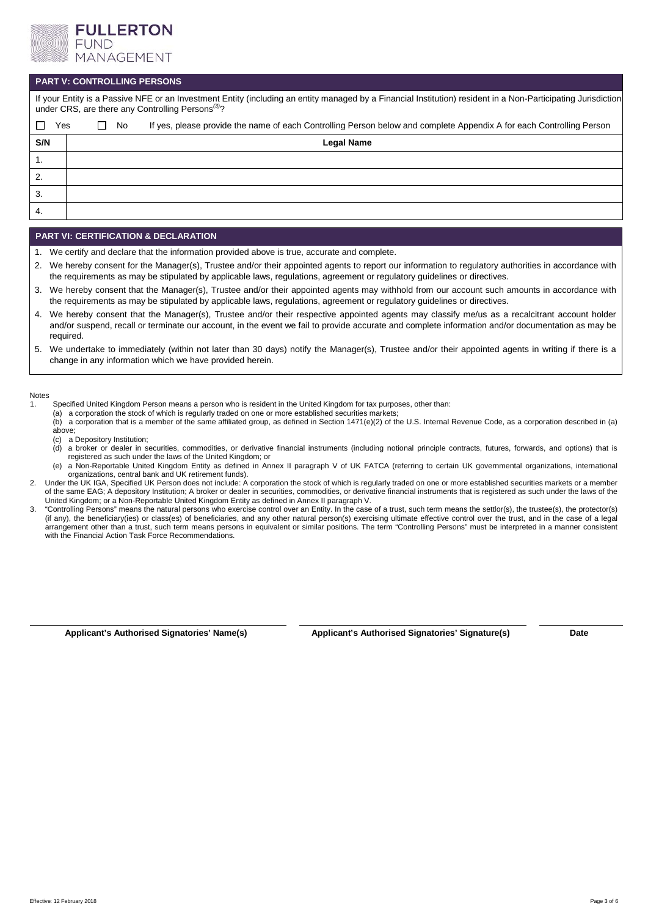## PART V: CONTROLLING PERSONS

If your Entity is a Passive NFE or an Investment Entity (including an entity managed by a Financial Institution) resident in a Non-Participating Jurisdiction under CRS, are there any Controlling Persons[(3)]?

☐ Yes ☐ No If yes, please provide the name of each Controlling Person below and complete Appendix A for each Controlling Person

| S/N | Legal Name |
|---|---|
| 1. | |
| 2. | |
| 3. | |
| 4. | |

## PART VI: CERTIFICATION & DECLARATION

1. We certify and declare that the information provided above is true, accurate and complete.
2. We hereby consent for the Manager(s), Trustee and/or their appointed agents to report our information to regulatory authorities in accordance with the requirements as may be stipulated by applicable laws, regulations, agreement or regulatory guidelines or directives.
3. We hereby consent that the Manager(s), Trustee and/or their appointed agents may withhold from our account such amounts in accordance with the requirements as may be stipulated by applicable laws, regulations, agreement or regulatory guidelines or directives.
4. We hereby consent that the Manager(s), Trustee and/or their respective appointed agents may classify me/us as a recalcitrant account holder and/or suspend, recall or terminate our account, in the event we fail to provide accurate and complete information and/or documentation as may be required.
5. We undertake to immediately (within not later than 30 days) notify the Manager(s), Trustee and/or their appointed agents in writing if there is a change in any information which we have provided herein.

Notes

1. Specified United Kingdom Person means a person who is resident in the United Kingdom for tax purposes, other than:
   (a) a corporation the stock of which is regularly traded on one or more established securities markets;
   (b) a corporation that is a member of the same affiliated group, as defined in Section 1471(e)(2) of the U.S. Internal Revenue Code, as a corporation described in (a) above;
   (c) a Depository Institution;
   (d) a broker or dealer in securities, commodities, or derivative financial instruments (including notional principle contracts, futures, forwards, and options) that is registered as such under the laws of the United Kingdom; or
   (e) a Non-Reportable United Kingdom Entity as defined in Annex II paragraph V of UK FATCA (referring to certain UK governmental organizations, international organizations, central bank and UK retirement funds).
2. Under the UK IGA, Specified UK Person does not include: A corporation the stock of which is regularly traded on one or more established securities markets or a member of the same EAG; A depository Institution; A broker or dealer in securities, commodities, or derivative financial instruments that is registered as such under the laws of the United Kingdom; or a Non-Reportable United Kingdom Entity as defined in Annex II paragraph V.
3. "Controlling Persons" means the natural persons who exercise control over an Entity. In the case of a trust, such term means the settlor(s), the trustee(s), the protector(s) (if any), the beneficiary(ies) or class(es) of beneficiaries, and any other natural person(s) exercising ultimate effective control over the trust, and in the case of a legal arrangement other than a trust, such term means persons in equivalent or similar positions. The term "Controlling Persons" must be interpreted in a manner consistent with the Financial Action Task Force Recommendations.

| Applicant's Authorised Signatories' Name(s) | Applicant's Authorised Signatories' Signature(s) | Date |
|---|---|---|

Effective: 12 February 2018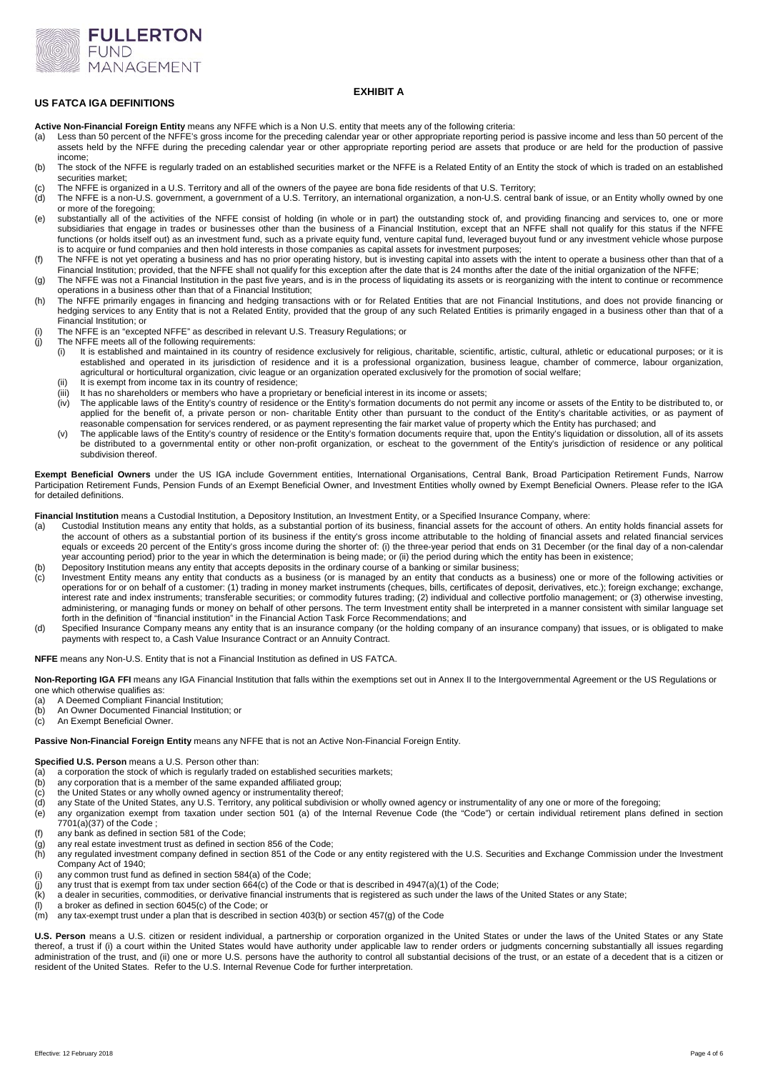## EXHIBIT A

### US FATCA IGA DEFINITIONS

**Active Non-Financial Foreign Entity** means any NFFE which is a Non U.S. entity that meets any of the following criteria:

(a) Less than 50 percent of the NFFE's gross income for the preceding calendar year or other appropriate reporting period is passive income and less than 50 percent of the assets held by the NFFE during the preceding calendar year or other appropriate reporting period are assets that produce or are held for the production of passive income;

(b) The stock of the NFFE is regularly traded on an established securities market or the NFFE is a Related Entity of an Entity the stock of which is traded on an established securities market;

(c) The NFFE is organized in a U.S. Territory and all of the owners of the payee are bona fide residents of that U.S. Territory;

(d) The NFFE is a non-U.S. government, a government of a U.S. Territory, an international organization, a non-U.S. central bank of issue, or an Entity wholly owned by one or more of the foregoing;

(e) substantially all of the activities of the NFFE consist of holding (in whole or in part) the outstanding stock of, and providing financing and services to, one or more subsidiaries that engage in trades or businesses other than the business of a Financial Institution, except that an NFFE shall not qualify for this status if the NFFE functions (or holds itself out) as an investment fund, such as a private equity fund, venture capital fund, leveraged buyout fund or any investment vehicle whose purpose is to acquire or fund companies and then hold interests in those companies as capital assets for investment purposes;

(f) The NFFE is not yet operating a business and has no prior operating history, but is investing capital into assets with the intent to operate a business other than that of a Financial Institution; provided, that the NFFE shall not qualify for this exception after the date that is 24 months after the date of the initial organization of the NFFE;

(g) The NFFE was not a Financial Institution in the past five years, and is in the process of liquidating its assets or is reorganizing with the intent to continue or recommence operations in a business other than that of a Financial Institution;

(h) The NFFE primarily engages in financing and hedging transactions with or for Related Entities that are not Financial Institutions, and does not provide financing or hedging services to any Entity that is not a Related Entity, provided that the group of any such Related Entities is primarily engaged in a business other than that of a Financial Institution; or

(i) The NFFE is an "excepted NFFE" as described in relevant U.S. Treasury Regulations; or

(j) The NFFE meets all of the following requirements:

   (i) It is established and maintained in its country of residence exclusively for religious, charitable, scientific, artistic, cultural, athletic or educational purposes; or it is established and operated in its jurisdiction of residence and it is a professional organization, business league, chamber of commerce, labour organization, agricultural or horticultural organization, civic league or an organization operated exclusively for the promotion of social welfare;

   (ii) It is exempt from income tax in its country of residence;

   (iii) It has no shareholders or members who have a proprietary or beneficial interest in its income or assets;

   (iv) The applicable laws of the Entity's country of residence or the Entity's formation documents do not permit any income or assets of the Entity to be distributed to, or applied for the benefit of, a private person or non- charitable Entity other than pursuant to the conduct of the Entity's charitable activities, or as payment of reasonable compensation for services rendered, or as payment representing the fair market value of property which the Entity has purchased; and

   (v) The applicable laws of the Entity's country of residence or the Entity's formation documents require that, upon the Entity's liquidation or dissolution, all of its assets be distributed to a governmental entity or other non-profit organization, or escheat to the government of the Entity's jurisdiction of residence or any political subdivision thereof.

**Exempt Beneficial Owners** under the US IGA include Government entities, International Organisations, Central Bank, Broad Participation Retirement Funds, Narrow Participation Retirement Funds, Pension Funds of an Exempt Beneficial Owner, and Investment Entities wholly owned by Exempt Beneficial Owners. Please refer to the IGA for detailed definitions.

**Financial Institution** means a Custodial Institution, a Depository Institution, an Investment Entity, or a Specified Insurance Company, where:

(a) Custodial Institution means any entity that holds, as a substantial portion of its business, financial assets for the account of others. An entity holds financial assets for the account of others as a substantial portion of its business if the entity's gross income attributable to the holding of financial assets and related financial services equals or exceeds 20 percent of the Entity's gross income during the shorter of: (i) the three-year period that ends on 31 December (or the final day of a non-calendar year accounting period) prior to the year in which the determination is being made; or (ii) the period during which the entity has been in existence;

(b) Depository Institution means any entity that accepts deposits in the ordinary course of a banking or similar business;

(c) Investment Entity means any entity that conducts as a business (or is managed by an entity that conducts as a business) one or more of the following activities or operations for or on behalf of a customer: (1) trading in money market instruments (cheques, bills, certificates of deposit, derivatives, etc.); foreign exchange; exchange, interest rate and index instruments; transferable securities; or commodity futures trading; (2) individual and collective portfolio management; or (3) otherwise investing, administering, or managing funds or money on behalf of other persons. The term Investment entity shall be interpreted in a manner consistent with similar language set forth in the definition of "financial institution" in the Financial Action Task Force Recommendations; and

(d) Specified Insurance Company means any entity that is an insurance company (or the holding company of an insurance company) that issues, or is obligated to make payments with respect to, a Cash Value Insurance Contract or an Annuity Contract.

**NFFE** means any Non-U.S. Entity that is not a Financial Institution as defined in US FATCA.

**Non-Reporting IGA FFI** means any IGA Financial Institution that falls within the exemptions set out in Annex II to the Intergovernmental Agreement or the US Regulations or one which otherwise qualifies as:

(a) A Deemed Compliant Financial Institution;
(b) An Owner Documented Financial Institution; or
(c) An Exempt Beneficial Owner.

**Passive Non-Financial Foreign Entity** means any NFFE that is not an Active Non-Financial Foreign Entity.

**Specified U.S. Person** means a U.S. Person other than:

(a) a corporation the stock of which is regularly traded on established securities markets;
(b) any corporation that is a member of the same expanded affiliated group;
(c) the United States or any wholly owned agency or instrumentality thereof;
(d) any State of the United States, any U.S. Territory, any political subdivision or wholly owned agency or instrumentality of any one or more of the foregoing;
(e) any organization exempt from taxation under section 501 (a) of the Internal Revenue Code (the "Code") or certain individual retirement plans defined in section 7701(a)(37) of the Code ;
(f) any bank as defined in section 581 of the Code;
(g) any real estate investment trust as defined in section 856 of the Code;
(h) any regulated investment company defined in section 851 of the Code or any entity registered with the U.S. Securities and Exchange Commission under the Investment Company Act of 1940;
(i) any common trust fund as defined in section 584(a) of the Code;
(j) any trust that is exempt from tax under section 664(c) of the Code or that is described in 4947(a)(1) of the Code;
(k) a dealer in securities, commodities, or derivative financial instruments that is registered as such under the laws of the United States or any State;
(l) a broker as defined in section 6045(c) of the Code; or
(m) any tax-exempt trust under a plan that is described in section 403(b) or section 457(g) of the Code

**U.S. Person** means a U.S. citizen or resident individual, a partnership or corporation organized in the United States or under the laws of the United States or any State thereof, a trust if (i) a court within the United States would have authority under applicable law to render orders or judgments concerning substantially all issues regarding administration of the trust, and (ii) one or more U.S. persons have the authority to control all substantial decisions of the trust, or an estate of a decedent that is a citizen or resident of the United States. Refer to the U.S. Internal Revenue Code for further interpretation.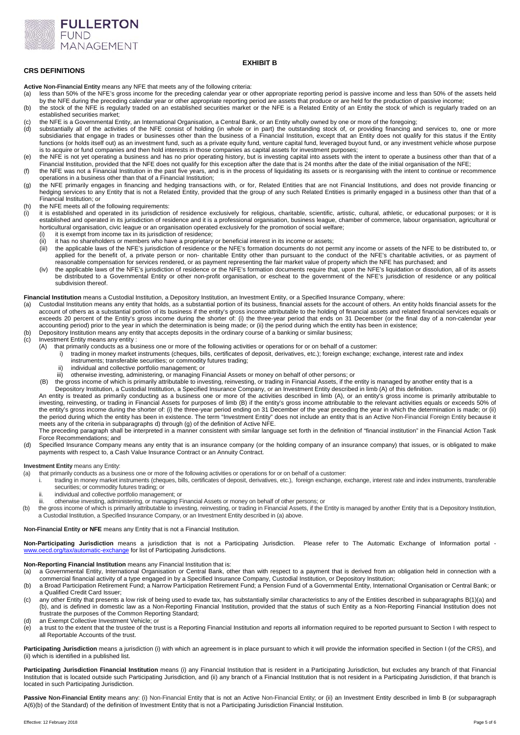## EXHIBIT B

## CRS DEFINITIONS

**Active Non-Financial Entity** means any NFE that meets any of the following criteria:

(a) less than 50% of the NFE's gross income for the preceding calendar year or other appropriate reporting period is passive income and less than 50% of the assets held by the NFE during the preceding calendar year or other appropriate reporting period are assets that produce or are held for the production of passive income;

(b) the stock of the NFE is regularly traded on an established securities market or the NFE is a Related Entity of an Entity the stock of which is regularly traded on an established securities market;

(c) the NFE is a Governmental Entity, an International Organisation, a Central Bank, or an Entity wholly owned by one or more of the foregoing;

(d) substantially all of the activities of the NFE consist of holding (in whole or in part) the outstanding stock of, or providing financing and services to, one or more subsidiaries that engage in trades or businesses other than the business of a Financial Institution, except that an Entity does not qualify for this status if the Entity functions (or holds itself out) as an investment fund, such as a private equity fund, venture capital fund, leveraged buyout fund, or any investment vehicle whose purpose is to acquire or fund companies and then hold interests in those companies as capital assets for investment purposes;

(e) the NFE is not yet operating a business and has no prior operating history, but is investing capital into assets with the intent to operate a business other than that of a Financial Institution, provided that the NFE does not qualify for this exception after the date that is 24 months after the date of the initial organisation of the NFE;

(f) the NFE was not a Financial Institution in the past five years, and is in the process of liquidating its assets or is reorganising with the intent to continue or recommence operations in a business other than that of a Financial Institution;

(g) the NFE primarily engages in financing and hedging transactions with, or for, Related Entities that are not Financial Institutions, and does not provide financing or hedging services to any Entity that is not a Related Entity, provided that the group of any such Related Entities is primarily engaged in a business other than that of a Financial Institution; or

(h) the NFE meets all of the following requirements:

(i) it is established and operated in its jurisdiction of residence exclusively for religious, charitable, scientific, artistic, cultural, athletic, or educational purposes; or it is established and operated in its jurisdiction of residence and it is a professional organisation, business league, chamber of commerce, labour organisation, agricultural or horticultural organisation, civic league or an organisation operated exclusively for the promotion of social welfare;

- (i) it is exempt from income tax in its jurisdiction of residence;
- (ii) it has no shareholders or members who have a proprietary or beneficial interest in its income or assets;
- (iii) the applicable laws of the NFE's jurisdiction of residence or the NFE's formation documents do not permit any income or assets of the NFE to be distributed to, or applied for the benefit of, a private person or non- charitable Entity other than pursuant to the conduct of the NFE's charitable activities, or as payment of reasonable compensation for services rendered, or as payment representing the fair market value of property which the NFE has purchased; and
- (iv) the applicable laws of the NFE's jurisdiction of residence or the NFE's formation documents require that, upon the NFE's liquidation or dissolution, all of its assets be distributed to a Governmental Entity or other non-profit organisation, or escheat to the government of the NFE's jurisdiction of residence or any political subdivision thereof.

**Financial Institution** means a Custodial Institution, a Depository Institution, an Investment Entity, or a Specified Insurance Company, where:

(a) Custodial Institution means any entity that holds, as a substantial portion of its business, financial assets for the account of others. An entity holds financial assets for the account of others as a substantial portion of its business if the entity's gross income attributable to the holding of financial assets and related financial services equals or exceeds 20 percent of the Entity's gross income during the shorter of: (i) the three-year period that ends on 31 December (or the final day of a non-calendar year accounting period) prior to the year in which the determination is being made; or (ii) the period during which the entity has been in existence;

(b) Depository Institution means any entity that accepts deposits in the ordinary course of a banking or similar business;

(c) Investment Entity means any entity :

(A) that primarily conducts as a business one or more of the following activities or operations for or on behalf of a customer:

- i) trading in money market instruments (cheques, bills, certificates of deposit, derivatives, etc.); foreign exchange; exchange, interest rate and index instruments; transferable securities; or commodity futures trading;
- ii) individual and collective portfolio management; or
- iii) otherwise investing, administering, or managing Financial Assets or money on behalf of other persons; or

(B) the gross income of which is primarily attributable to investing, reinvesting, or trading in Financial Assets, if the entity is managed by another entity that is a Depository Institution, a Custodial Institution, a Specified Insurance Company, or an Investment Entity described in limb (A) of this definition.

An entity is treated as primarily conducting as a business one or more of the activities described in limb (A), or an entity's gross income is primarily attributable to investing, reinvesting, or trading in Financial Assets for purposes of limb (B) if the entity's gross income attributable to the relevant activities equals or exceeds 50% of the entity's gross income during the shorter of: (i) the three-year period ending on 31 December of the year preceding the year in which the determination is made; or (ii) the period during which the entity has been in existence. The term "Investment Entity" does not include an entity that is an Active Non-Financial Foreign Entity because it meets any of the criteria in subparagraphs d) through (g) of the definition of Active NFE.

The preceding paragraph shall be interpreted in a manner consistent with similar language set forth in the definition of "financial institution" in the Financial Action Task Force Recommendations; and

(d) Specified Insurance Company means any entity that is an insurance company (or the holding company of an insurance company) that issues, or is obligated to make payments with respect to, a Cash Value Insurance Contract or an Annuity Contract.

**Investment Entity** means any Entity:

(a) that primarily conducts as a business one or more of the following activities or operations for or on behalf of a customer:

- i. trading in money market instruments (cheques, bills, certificates of deposit, derivatives, etc.), foreign exchange, exchange, interest rate and index instruments, transferable securities; or commodity futures trading; or
- ii. individual and collective portfolio management; or
- iii. otherwise investing, administering, or managing Financial Assets or money on behalf of other persons; or

(b) the gross income of which is primarily attributable to investing, reinvesting, or trading in Financial Assets, if the Entity is managed by another Entity that is a Depository Institution, a Custodial Institution, a Specified Insurance Company, or an Investment Entity described in (a) above.

**Non-Financial Entity or NFE** means any Entity that is not a Financial Institution.

**Non-Participating Jurisdiction** means a jurisdiction that is not a Participating Jurisdiction. Please refer to The Automatic Exchange of Information portal - www.oecd.org/tax/automatic-exchange for list of Participating Jurisdictions.

**Non-Reporting Financial Institution** means any Financial Institution that is:

(a) a Governmental Entity, International Organisation or Central Bank, other than with respect to a payment that is derived from an obligation held in connection with a commercial financial activity of a type engaged in by a Specified Insurance Company, Custodial Institution, or Depository Institution;

(b) a Broad Participation Retirement Fund; a Narrow Participation Retirement Fund; a Pension Fund of a Governmental Entity, International Organisation or Central Bank; or a Qualified Credit Card Issuer;

(c) any other Entity that presents a low risk of being used to evade tax, has substantially similar characteristics to any of the Entities described in subparagraphs B(1)(a) and (b), and is defined in domestic law as a Non-Reporting Financial Institution, provided that the status of such Entity as a Non-Reporting Financial Institution does not frustrate the purposes of the Common Reporting Standard;

(d) an Exempt Collective Investment Vehicle; or

(e) a trust to the extent that the trustee of the trust is a Reporting Financial Institution and reports all information required to be reported pursuant to Section I with respect to all Reportable Accounts of the trust.

**Participating Jurisdiction** means a jurisdiction (i) with which an agreement is in place pursuant to which it will provide the information specified in Section I (of the CRS), and (ii) which is identified in a published list.

**Participating Jurisdiction Financial Institution** means (i) any Financial Institution that is resident in a Participating Jurisdiction, but excludes any branch of that Financial Institution that is located outside such Participating Jurisdiction, and (ii) any branch of a Financial Institution that is not resident in a Participating Jurisdiction, if that branch is located in such Participating Jurisdiction.

**Passive Non-Financial Entity** means any: (i) Non-Financial Entity that is not an Active Non-Financial Entity; or (ii) an Investment Entity described in limb B (or subparagraph A(6)(b) of the Standard) of the definition of Investment Entity that is not a Participating Jurisdiction Financial Institution.

Effective: 12 February 2018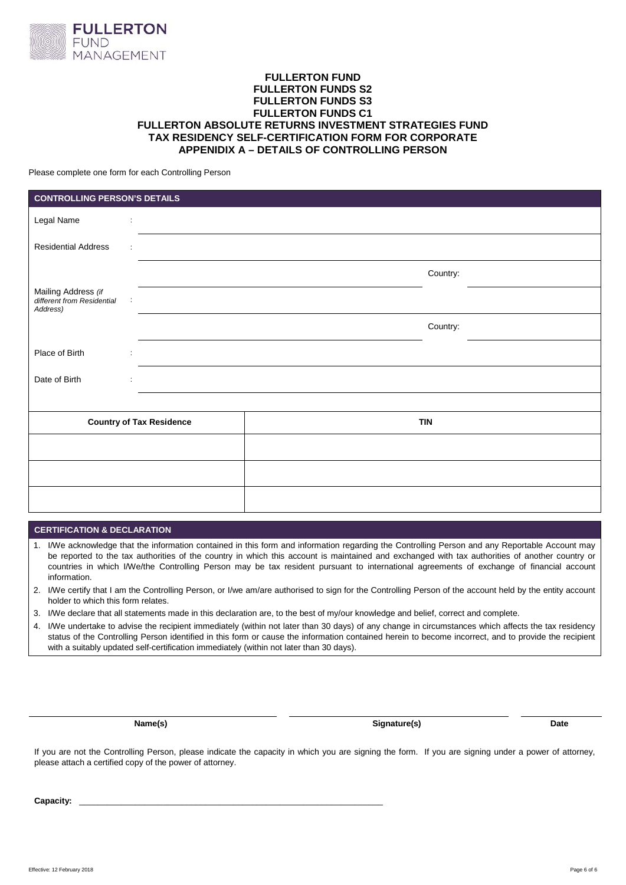# FULLERTON FUND
# FULLERTON FUNDS S2
# FULLERTON FUNDS S3
# FULLERTON FUNDS C1
# FULLERTON ABSOLUTE RETURNS INVESTMENT STRATEGIES FUND
# TAX RESIDENCY SELF-CERTIFICATION FORM FOR CORPORATE
# APPENIDIX A – DETAILS OF CONTROLLING PERSON

Please complete one form for each Controlling Person

## CONTROLLING PERSON'S DETAILS

Legal Name :

Residential Address :

Country:

Mailing Address *(if different from Residential Address)* :

Country:

Place of Birth :

Date of Birth :

| Country of Tax Residence | TIN |
|---|---|
| | |
| | |
| | |

## CERTIFICATION & DECLARATION

1. I/We acknowledge that the information contained in this form and information regarding the Controlling Person and any Reportable Account may be reported to the tax authorities of the country in which this account is maintained and exchanged with tax authorities of another country or countries in which I/We/the Controlling Person may be tax resident pursuant to international agreements of exchange of financial account information.
2. I/We certify that I am the Controlling Person, or I/we am/are authorised to sign for the Controlling Person of the account held by the entity account holder to which this form relates.
3. I/We declare that all statements made in this declaration are, to the best of my/our knowledge and belief, correct and complete.
4. I/We undertake to advise the recipient immediately (within not later than 30 days) of any change in circumstances which affects the tax residency status of the Controlling Person identified in this form or cause the information contained herein to become incorrect, and to provide the recipient with a suitably updated self-certification immediately (within not later than 30 days).

| Name(s) | Signature(s) | Date |
|---|---|---|

If you are not the Controlling Person, please indicate the capacity in which you are signing the form. If you are signing under a power of attorney, please attach a certified copy of the power of attorney.

**Capacity:** ____________________________________________________________

Effective: 12 February 2018